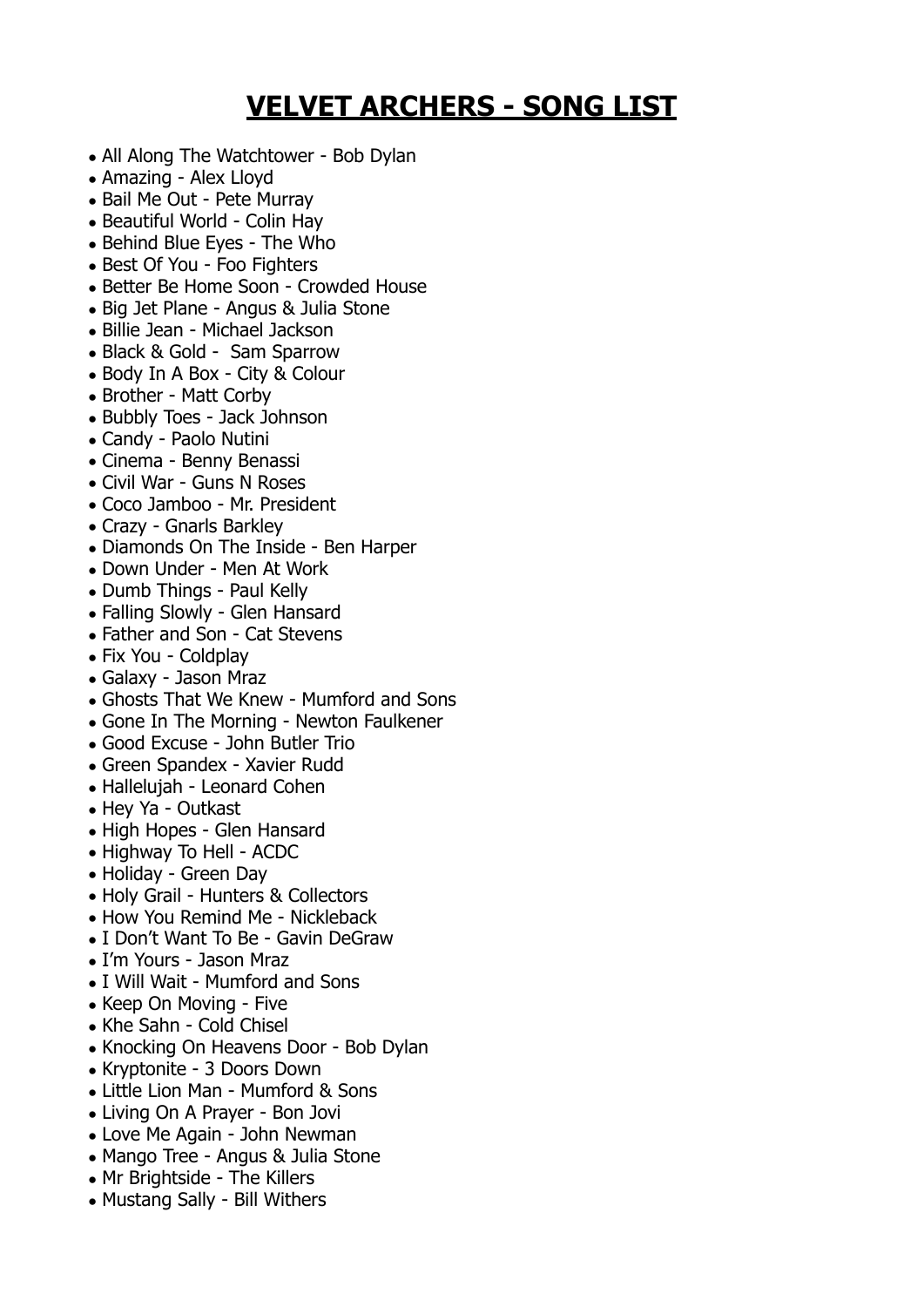# **VELVET ARCHERS - SONG LIST**

- All Along The Watchtower - Bob Dylan
- Amazing - Alex Lloyd
- Bail Me Out - Pete Murray
- Beautiful World - Colin Hay
- Behind Blue Eyes - The Who
- Best Of You - Foo Fighters
- Better Be Home Soon - Crowded House
- Big Jet Plane - Angus & Julia Stone
- Billie Jean - Michael Jackson
- Black & Gold - Sam Sparrow
- Body In A Box - City & Colour
- Brother - Matt Corby
- Bubbly Toes - Jack Johnson
- Candy - Paolo Nutini
- Cinema - Benny Benassi
- Civil War - Guns N Roses
- Coco Jamboo - Mr. President
- Crazy - Gnarls Barkley
- Diamonds On The Inside - Ben Harper
- Down Under - Men At Work
- Dumb Things - Paul Kelly
- Falling Slowly - Glen Hansard
- Father and Son - Cat Stevens
- Fix You - Coldplay
- Galaxy - Jason Mraz
- Ghosts That We Knew - Mumford and Sons
- Gone In The Morning - Newton Faulkener
- Good Excuse - John Butler Trio
- Green Spandex - Xavier Rudd
- Hallelujah - Leonard Cohen
- Hey Ya - Outkast
- High Hopes - Glen Hansard
- Highway To Hell - ACDC
- Holiday - Green Day
- Holy Grail - Hunters & Collectors
- How You Remind Me - Nickleback
- I Don't Want To Be - Gavin DeGraw
- I'm Yours - Jason Mraz
- I Will Wait - Mumford and Sons
- Keep On Moving - Five
- Khe Sahn - Cold Chisel
- Knocking On Heavens Door - Bob Dylan
- Kryptonite - 3 Doors Down
- Little Lion Man - Mumford & Sons
- Living On A Prayer - Bon Jovi
- Love Me Again - John Newman
- Mango Tree - Angus & Julia Stone
- Mr Brightside - The Killers
- Mustang Sally - Bill Withers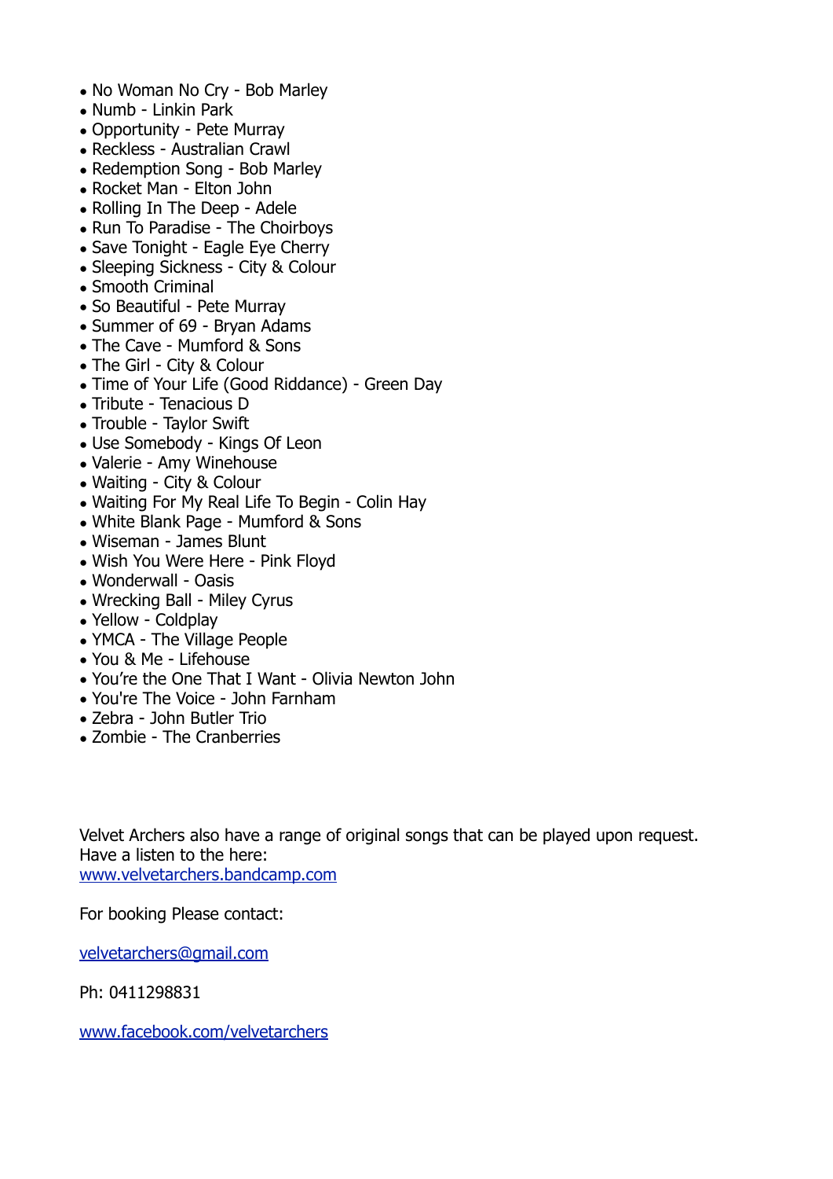- No Woman No Cry - Bob Marley
- Numb - Linkin Park
- Opportunity - Pete Murray
- Reckless - Australian Crawl
- Redemption Song - Bob Marley
- Rocket Man - Elton John
- Rolling In The Deep - Adele
- Run To Paradise - The Choirboys
- Save Tonight - Eagle Eye Cherry
- Sleeping Sickness - City & Colour
- Smooth Criminal
- So Beautiful - Pete Murray
- Summer of 69 - Bryan Adams
- The Cave - Mumford & Sons
- The Girl - City & Colour
- Time of Your Life (Good Riddance) - Green Day
- Tribute - Tenacious D
- Trouble - Taylor Swift
- Use Somebody - Kings Of Leon
- Valerie - Amy Winehouse
- Waiting - City & Colour
- Waiting For My Real Life To Begin - Colin Hay
- White Blank Page - Mumford & Sons
- Wiseman - James Blunt
- Wish You Were Here - Pink Floyd
- Wonderwall - Oasis
- Wrecking Ball - Miley Cyrus
- Yellow - Coldplay
- YMCA - The Village People
- You & Me - Lifehouse
- You're the One That I Want - Olivia Newton John
- You're The Voice - John Farnham
- Zebra - John Butler Trio
- Zombie - The Cranberries

Velvet Archers also have a range of original songs that can be played upon request.
Have a listen to the here:
[www.velvetarchers.bandcamp.com](http://www.velvetarchers.bandcamp.com)

For booking Please contact:

[velvetarchers@gmail.com](mailto:velvetarchers@gmail.com)

Ph: 0411298831

[www.facebook.com/velvetarchers](http://www.facebook.com/velvetarchers)